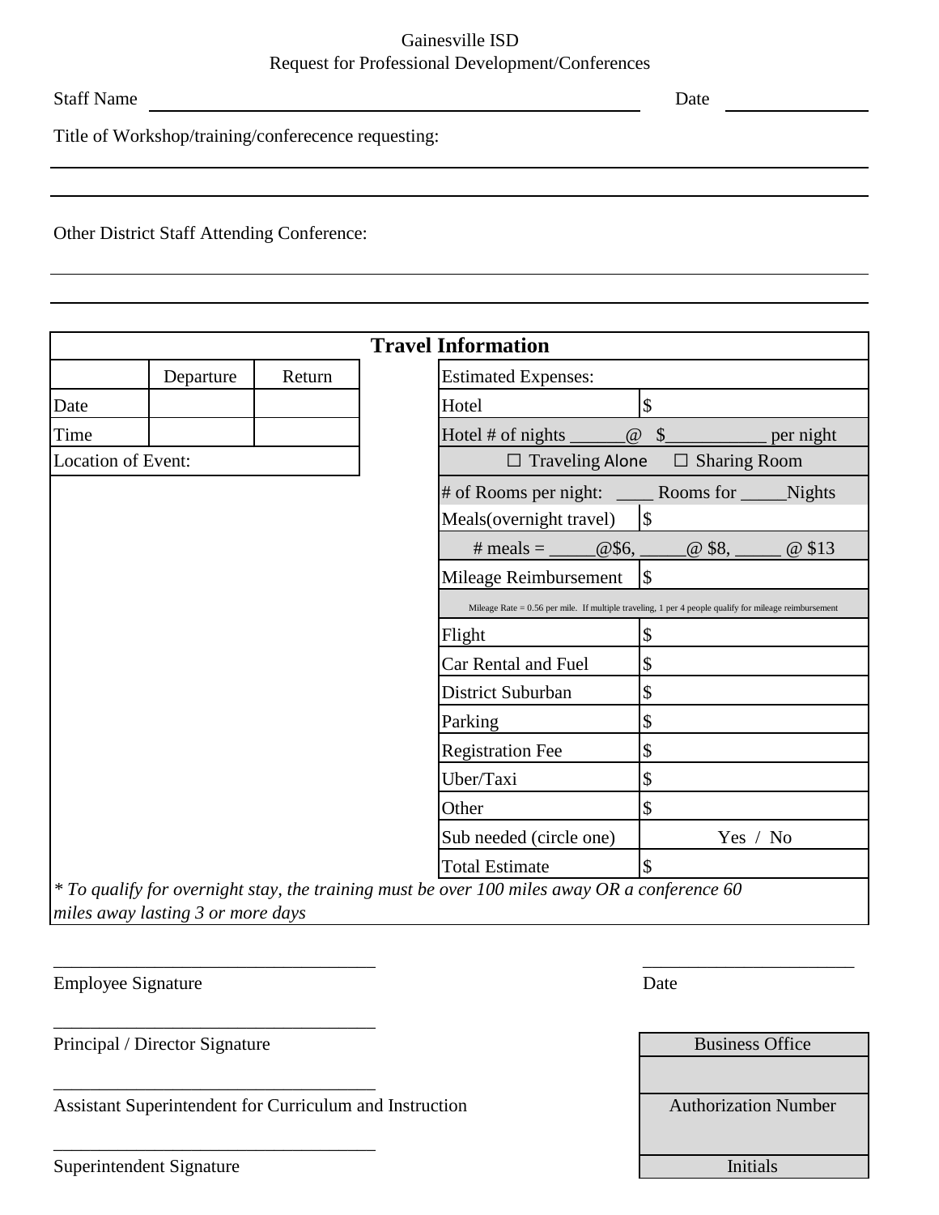Gainesville ISD

Request for Professional Development/Conferences

Staff Name ______________________________ Date ____________

Title of Workshop/training/conferecence requesting:

______________________________

______________________________

Other District Staff Attending Conference:

______________________________

______________________________

**Travel Information**

| | Departure | Return |
|---|---|---|
| Date | | |
| Time | | |
| Location of Event: | | |

| Estimated Expenses: | |
|---|---|
| Hotel | $ |
| Hotel # of nights ______@ $___________ per night | |
| ☐ Traveling Alone ☐ Sharing Room | |
| # of Rooms per night: ____ Rooms for _____Nights | |
| Meals(overnight travel) | $ |
| # meals = _____@$6, _____@ $8, _____ @ $13 | |
| Mileage Reimbursement | $ |
| Mileage Rate = 0.56 per mile. If multiple traveling, 1 per 4 people qualify for mileage reimbursement | |
| Flight | $ |
| Car Rental and Fuel | $ |
| District Suburban | $ |
| Parking | $ |
| Registration Fee | $ |
| Uber/Taxi | $ |
| Other | $ |
| Sub needed (circle one) | Yes / No |
| Total Estimate | $ |

*\* To qualify for overnight stay, the training must be over 100 miles away OR a conference 60 miles away lasting 3 or more days*

______________________________ ______________________

Employee Signature Date

______________________________

Principal / Director Signature

______________________________

Assistant Superintendent for Curriculum and Instruction

______________________________

Superintendent Signature

| Business Office |
|---|
| |
| Authorization Number |
| |
| Initials |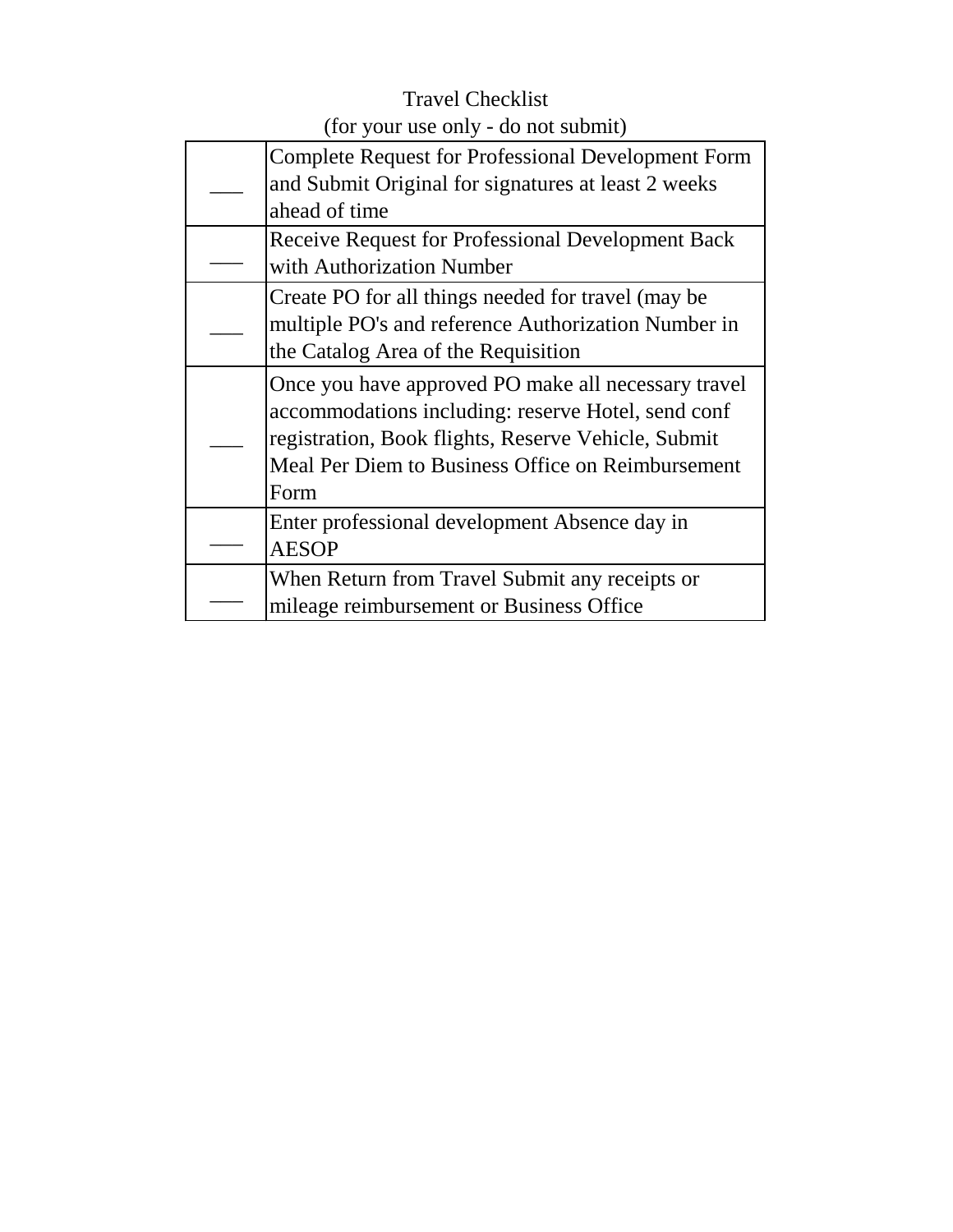Travel Checklist

(for your use only - do not submit)

| | |
|---|---|
| ___ | Complete Request for Professional Development Form and Submit Original for signatures at least 2 weeks ahead of time |
| ___ | Receive Request for Professional Development Back with Authorization Number |
| ___ | Create PO for all things needed for travel (may be multiple PO's and reference Authorization Number in the Catalog Area of the Requisition |
| ___ | Once you have approved PO make all necessary travel accommodations including: reserve Hotel, send conf registration, Book flights, Reserve Vehicle, Submit Meal Per Diem to Business Office on Reimbursement Form |
| ___ | Enter professional development Absence day in AESOP |
| ___ | When Return from Travel Submit any receipts or mileage reimbursement or Business Office |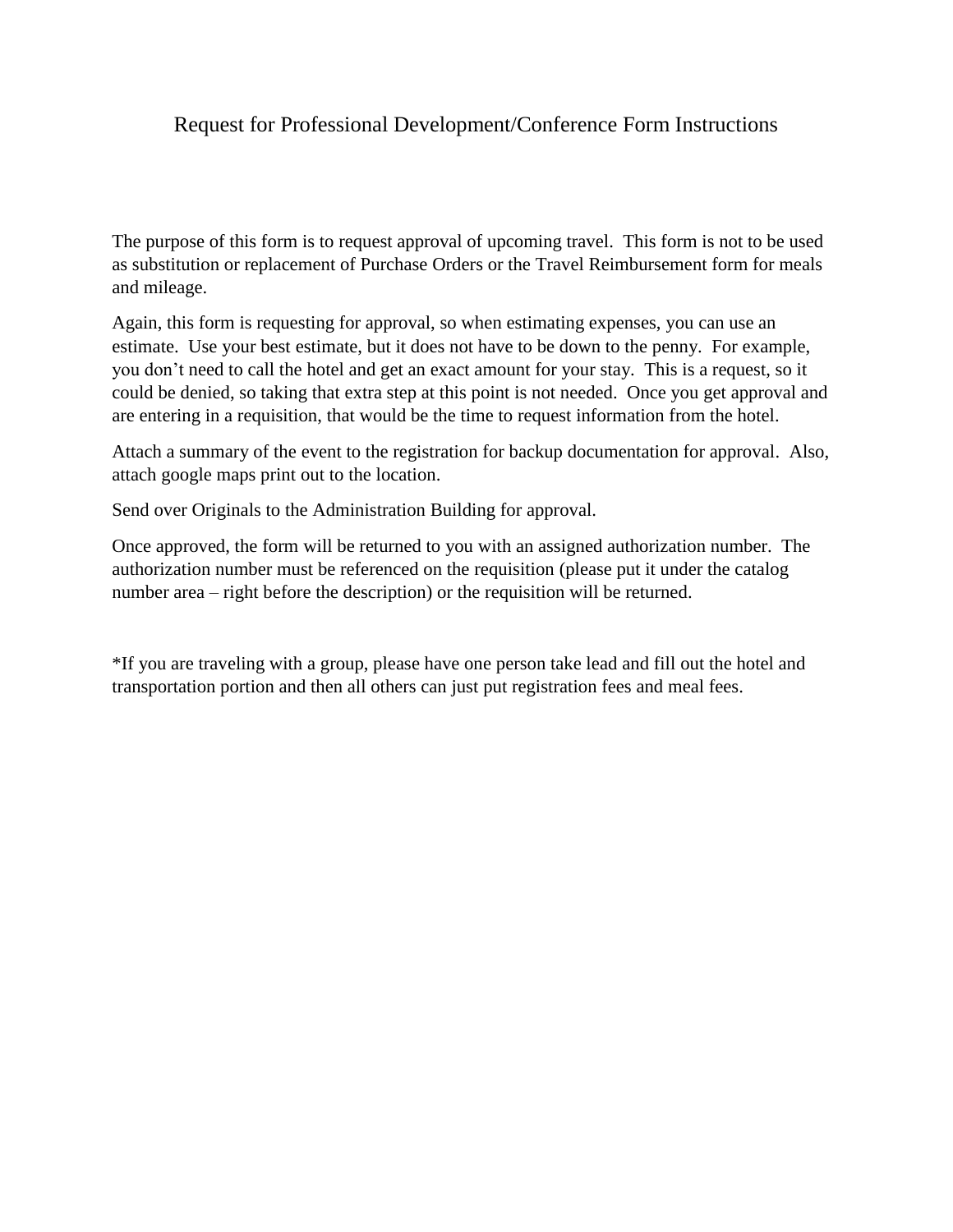# Request for Professional Development/Conference Form Instructions

The purpose of this form is to request approval of upcoming travel. This form is not to be used as substitution or replacement of Purchase Orders or the Travel Reimbursement form for meals and mileage.

Again, this form is requesting for approval, so when estimating expenses, you can use an estimate. Use your best estimate, but it does not have to be down to the penny. For example, you don't need to call the hotel and get an exact amount for your stay. This is a request, so it could be denied, so taking that extra step at this point is not needed. Once you get approval and are entering in a requisition, that would be the time to request information from the hotel.

Attach a summary of the event to the registration for backup documentation for approval. Also, attach google maps print out to the location.

Send over Originals to the Administration Building for approval.

Once approved, the form will be returned to you with an assigned authorization number. The authorization number must be referenced on the requisition (please put it under the catalog number area – right before the description) or the requisition will be returned.

*If you are traveling with a group, please have one person take lead and fill out the hotel and transportation portion and then all others can just put registration fees and meal fees.